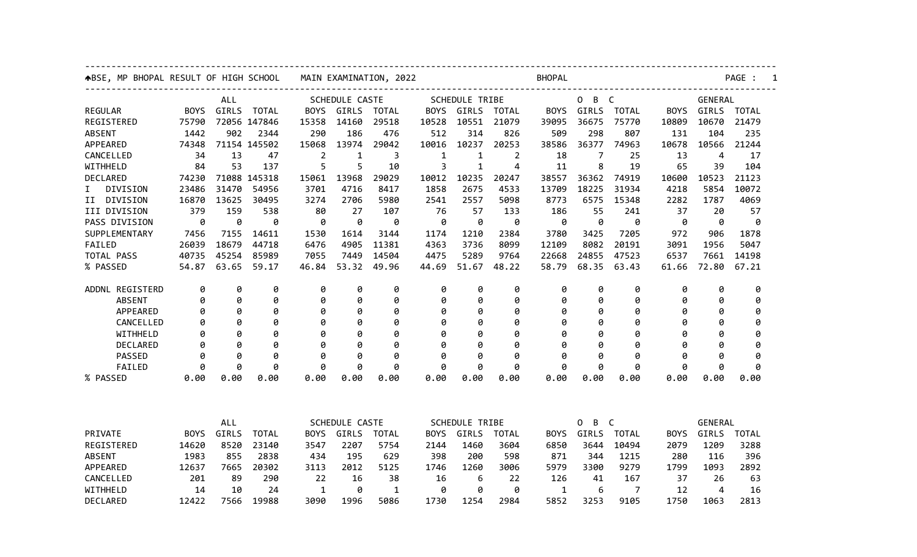# BSE, MP BHOPAL RESULT OF HIGH SCHOOL MAIN EXAMINATION, 2022 BHOPAL

| | ALL | | | SCHEDULE CASTE | | | SCHEDULE TRIBE | | | O B C | | | GENERAL | | |
|---|---|---|---|---|---|---|---|---|---|---|---|---|---|---|---|
| REGULAR | BOYS | GIRLS | TOTAL | BOYS | GIRLS | TOTAL | BOYS | GIRLS | TOTAL | BOYS | GIRLS | TOTAL | BOYS | GIRLS | TOTAL |
| REGISTERED | 75790 | 72056 | 147846 | 15358 | 14160 | 29518 | 10528 | 10551 | 21079 | 39095 | 36675 | 75770 | 10809 | 10670 | 21479 |
| ABSENT | 1442 | 902 | 2344 | 290 | 186 | 476 | 512 | 314 | 826 | 509 | 298 | 807 | 131 | 104 | 235 |
| APPEARED | 74348 | 71154 | 145502 | 15068 | 13974 | 29042 | 10016 | 10237 | 20253 | 38586 | 36377 | 74963 | 10678 | 10566 | 21244 |
| CANCELLED | 34 | 13 | 47 | 2 | 1 | 3 | 1 | 1 | 2 | 18 | 7 | 25 | 13 | 4 | 17 |
| WITHHELD | 84 | 53 | 137 | 5 | 5 | 10 | 3 | 1 | 4 | 11 | 8 | 19 | 65 | 39 | 104 |
| DECLARED | 74230 | 71088 | 145318 | 15061 | 13968 | 29029 | 10012 | 10235 | 20247 | 38557 | 36362 | 74919 | 10600 | 10523 | 21123 |
| I DIVISION | 23486 | 31470 | 54956 | 3701 | 4716 | 8417 | 1858 | 2675 | 4533 | 13709 | 18225 | 31934 | 4218 | 5854 | 10072 |
| II DIVISION | 16870 | 13625 | 30495 | 3274 | 2706 | 5980 | 2541 | 2557 | 5098 | 8773 | 6575 | 15348 | 2282 | 1787 | 4069 |
| III DIVISION | 379 | 159 | 538 | 80 | 27 | 107 | 76 | 57 | 133 | 186 | 55 | 241 | 37 | 20 | 57 |
| PASS DIVISION | 0 | 0 | 0 | 0 | 0 | 0 | 0 | 0 | 0 | 0 | 0 | 0 | 0 | 0 | 0 |
| SUPPLEMENTARY | 7456 | 7155 | 14611 | 1530 | 1614 | 3144 | 1174 | 1210 | 2384 | 3780 | 3425 | 7205 | 972 | 906 | 1878 |
| FAILED | 26039 | 18679 | 44718 | 6476 | 4905 | 11381 | 4363 | 3736 | 8099 | 12109 | 8082 | 20191 | 3091 | 1956 | 5047 |
| TOTAL PASS | 40735 | 45254 | 85989 | 7055 | 7449 | 14504 | 4475 | 5289 | 9764 | 22668 | 24855 | 47523 | 6537 | 7661 | 14198 |
| % PASSED | 54.87 | 63.65 | 59.17 | 46.84 | 53.32 | 49.96 | 44.69 | 51.67 | 48.22 | 58.79 | 68.35 | 63.43 | 61.66 | 72.80 | 67.21 |
| ADDNL REGISTERD | 0 | 0 | 0 | 0 | 0 | 0 | 0 | 0 | 0 | 0 | 0 | 0 | 0 | 0 | 0 |
| ABSENT | 0 | 0 | 0 | 0 | 0 | 0 | 0 | 0 | 0 | 0 | 0 | 0 | 0 | 0 | 0 |
| APPEARED | 0 | 0 | 0 | 0 | 0 | 0 | 0 | 0 | 0 | 0 | 0 | 0 | 0 | 0 | 0 |
| CANCELLED | 0 | 0 | 0 | 0 | 0 | 0 | 0 | 0 | 0 | 0 | 0 | 0 | 0 | 0 | 0 |
| WITHHELD | 0 | 0 | 0 | 0 | 0 | 0 | 0 | 0 | 0 | 0 | 0 | 0 | 0 | 0 | 0 |
| DECLARED | 0 | 0 | 0 | 0 | 0 | 0 | 0 | 0 | 0 | 0 | 0 | 0 | 0 | 0 | 0 |
| PASSED | 0 | 0 | 0 | 0 | 0 | 0 | 0 | 0 | 0 | 0 | 0 | 0 | 0 | 0 | 0 |
| FAILED | 0 | 0 | 0 | 0 | 0 | 0 | 0 | 0 | 0 | 0 | 0 | 0 | 0 | 0 | 0 |
| % PASSED | 0.00 | 0.00 | 0.00 | 0.00 | 0.00 | 0.00 | 0.00 | 0.00 | 0.00 | 0.00 | 0.00 | 0.00 | 0.00 | 0.00 | 0.00 |

| | ALL | | | SCHEDULE CASTE | | | SCHEDULE TRIBE | | | O B C | | | GENERAL | | |
|---|---|---|---|---|---|---|---|---|---|---|---|---|---|---|---|
| PRIVATE | BOYS | GIRLS | TOTAL | BOYS | GIRLS | TOTAL | BOYS | GIRLS | TOTAL | BOYS | GIRLS | TOTAL | BOYS | GIRLS | TOTAL |
| REGISTERED | 14620 | 8520 | 23140 | 3547 | 2207 | 5754 | 2144 | 1460 | 3604 | 6850 | 3644 | 10494 | 2079 | 1209 | 3288 |
| ABSENT | 1983 | 855 | 2838 | 434 | 195 | 629 | 398 | 200 | 598 | 871 | 344 | 1215 | 280 | 116 | 396 |
| APPEARED | 12637 | 7665 | 20302 | 3113 | 2012 | 5125 | 1746 | 1260 | 3006 | 5979 | 3300 | 9279 | 1799 | 1093 | 2892 |
| CANCELLED | 201 | 89 | 290 | 22 | 16 | 38 | 16 | 6 | 22 | 126 | 41 | 167 | 37 | 26 | 63 |
| WITHHELD | 14 | 10 | 24 | 1 | 0 | 1 | 0 | 0 | 0 | 1 | 6 | 7 | 12 | 4 | 16 |
| DECLARED | 12422 | 7566 | 19988 | 3090 | 1996 | 5086 | 1730 | 1254 | 2984 | 5852 | 3253 | 9105 | 1750 | 1063 | 2813 |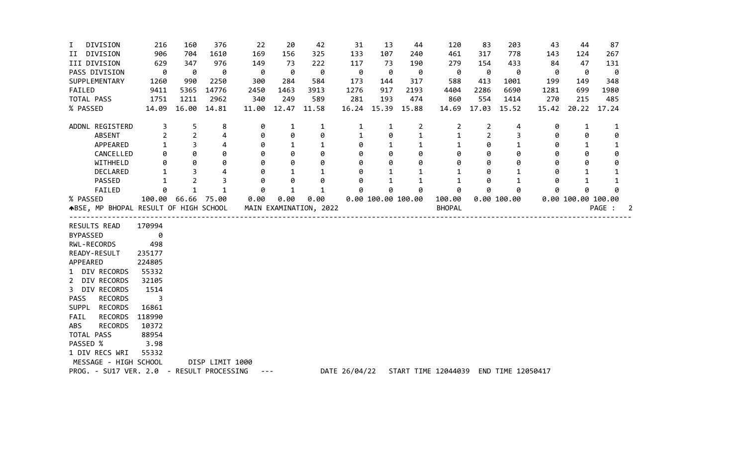| | | | | | | | | | | | | | | | |
|---|---|---|---|---|---|---|---|---|---|---|---|---|---|---|---|
| I DIVISION | 216 | 160 | 376 | 22 | 20 | 42 | 31 | 13 | 44 | 120 | 83 | 203 | 43 | 44 | 87 |
| II DIVISION | 906 | 704 | 1610 | 169 | 156 | 325 | 133 | 107 | 240 | 461 | 317 | 778 | 143 | 124 | 267 |
| III DIVISION | 629 | 347 | 976 | 149 | 73 | 222 | 117 | 73 | 190 | 279 | 154 | 433 | 84 | 47 | 131 |
| PASS DIVISION | 0 | 0 | 0 | 0 | 0 | 0 | 0 | 0 | 0 | 0 | 0 | 0 | 0 | 0 | 0 |
| SUPPLEMENTARY | 1260 | 990 | 2250 | 300 | 284 | 584 | 173 | 144 | 317 | 588 | 413 | 1001 | 199 | 149 | 348 |
| FAILED | 9411 | 5365 | 14776 | 2450 | 1463 | 3913 | 1276 | 917 | 2193 | 4404 | 2286 | 6690 | 1281 | 699 | 1980 |
| TOTAL PASS | 1751 | 1211 | 2962 | 340 | 249 | 589 | 281 | 193 | 474 | 860 | 554 | 1414 | 270 | 215 | 485 |
| % PASSED | 14.09 | 16.00 | 14.81 | 11.00 | 12.47 | 11.58 | 16.24 | 15.39 | 15.88 | 14.69 | 17.03 | 15.52 | 15.42 | 20.22 | 17.24 |
| ADDNL REGISTERD | 3 | 5 | 8 | 0 | 1 | 1 | 1 | 1 | 2 | 2 | 2 | 4 | 0 | 1 | 1 |
| ABSENT | 2 | 2 | 4 | 0 | 0 | 0 | 1 | 0 | 1 | 1 | 2 | 3 | 0 | 0 | 0 |
| APPEARED | 1 | 3 | 4 | 0 | 1 | 1 | 0 | 1 | 1 | 1 | 0 | 1 | 0 | 1 | 1 |
| CANCELLED | 0 | 0 | 0 | 0 | 0 | 0 | 0 | 0 | 0 | 0 | 0 | 0 | 0 | 0 | 0 |
| WITHHELD | 0 | 0 | 0 | 0 | 0 | 0 | 0 | 0 | 0 | 0 | 0 | 0 | 0 | 0 | 0 |
| DECLARED | 1 | 3 | 4 | 0 | 1 | 1 | 0 | 1 | 1 | 1 | 0 | 1 | 0 | 1 | 1 |
| PASSED | 1 | 2 | 3 | 0 | 0 | 0 | 0 | 1 | 1 | 1 | 0 | 1 | 0 | 1 | 1 |
| FAILED | 0 | 1 | 1 | 0 | 1 | 1 | 0 | 0 | 0 | 0 | 0 | 0 | 0 | 0 | 0 |
| % PASSED | 100.00 | 66.66 | 75.00 | 0.00 | 0.00 | 0.00 | 0.00 | 100.00 | 100.00 | 100.00 | 0.00 | 100.00 | 0.00 | 100.00 | 100.00 |

BSE, MP BHOPAL RESULT OF HIGH SCHOOL MAIN EXAMINATION, 2022 BHOPAL

| | |
|---|---|
| RESULTS READ | 170994 |
| BYPASSED | 0 |
| RWL-RECORDS | 498 |
| READY-RESULT | 235177 |
| APPEARED | 224805 |
| 1 DIV RECORDS | 55332 |
| 2 DIV RECORDS | 32105 |
| 3 DIV RECORDS | 1514 |
| PASS RECORDS | 3 |
| SUPPL RECORDS | 16861 |
| FAIL RECORDS | 118990 |
| ABS RECORDS | 10372 |
| TOTAL PASS | 88954 |
| PASSED % | 3.98 |
| 1 DIV RECS WRI | 55332 |

MESSAGE - HIGH SCHOOL DISP LIMIT 1000

PROG. - SU17 VER. 2.0 - RESULT PROCESSING --- DATE 26/04/22 START TIME 12044039 END TIME 12050417